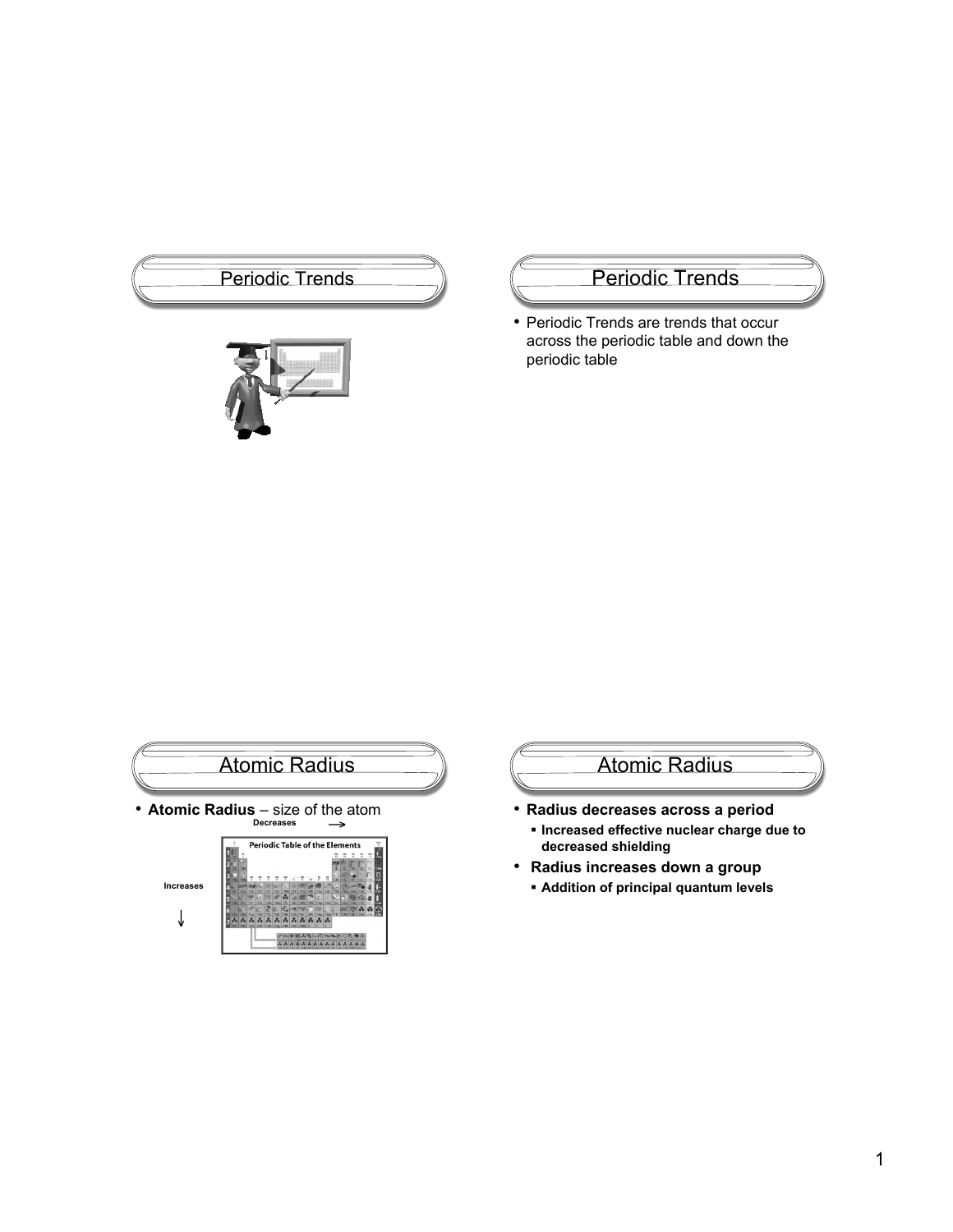## Periodic Trends

## Periodic Trends

- Periodic Trends are trends that occur across the periodic table and down the periodic table

## Atomic Radius

- **Atomic Radius** – size of the atom

**Decreases** →

**Increases** ↓

## Atomic Radius

- **Radius decreases across a period**
  - **Increased effective nuclear charge due to decreased shielding**
- **Radius increases down a group**
  - **Addition of principal quantum levels**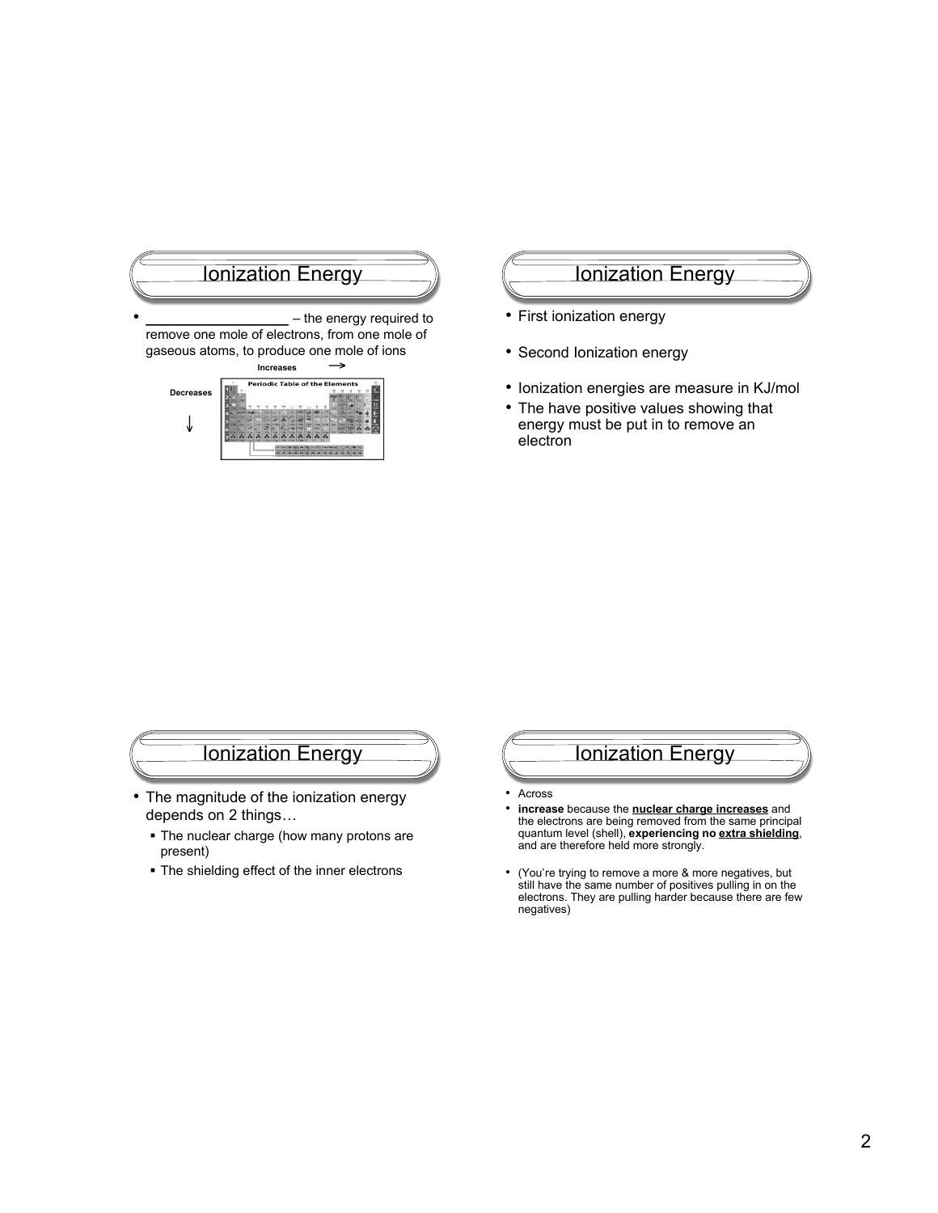## Ionization Energy

- ________________ – the energy required to remove one mole of electrons, from one mole of gaseous atoms, to produce one mole of ions

Increases →

Decreases ↓

## Ionization Energy

- First ionization energy
- Second Ionization energy
- Ionization energies are measure in KJ/mol
- The have positive values showing that energy must be put in to remove an electron

## Ionization Energy

- The magnitude of the ionization energy depends on 2 things…
  - The nuclear charge (how many protons are present)
  - The shielding effect of the inner electrons

## Ionization Energy

- Across
- **increase** because the **nuclear charge increases** and the electrons are being removed from the same principal quantum level (shell), **experiencing no extra shielding**, and are therefore held more strongly.
- (You're trying to remove a more & more negatives, but still have the same number of positives pulling in on the electrons. They are pulling harder because there are few negatives)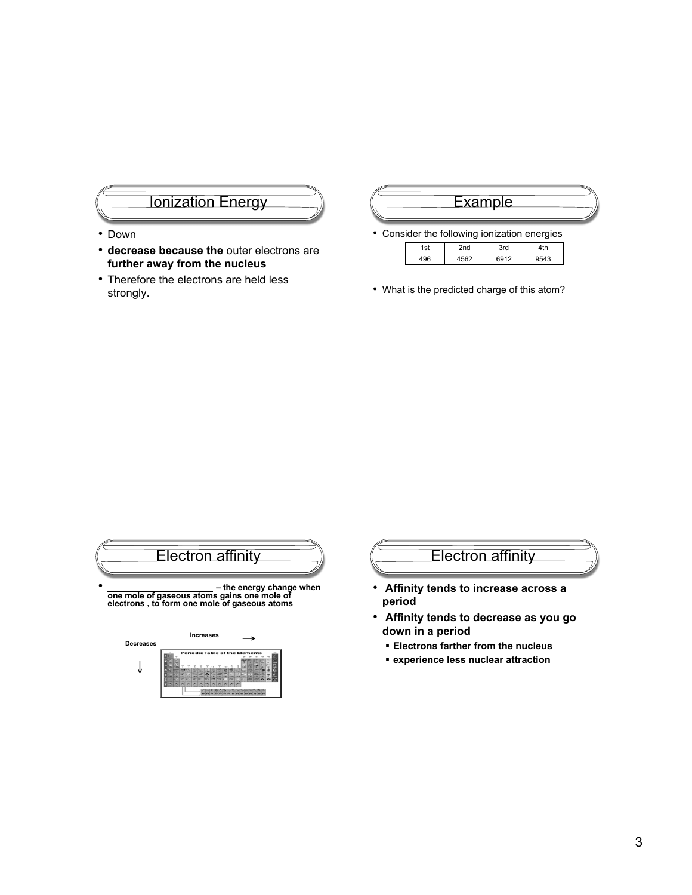## Ionization Energy

- Down
- **decrease because the** outer electrons are **further away from the nucleus**
- Therefore the electrons are held less strongly.

## Example

- Consider the following ionization energies

| 1st | 2nd | 3rd | 4th |
| --- | --- | --- | --- |
| 496 | 4562 | 6912 | 9543 |

- What is the predicted charge of this atom?

## Electron affinity

- **____________________ – the energy change when one mole of gaseous atoms gains one mole of electrons , to form one mole of gaseous atoms**

**Increases** →

**Decreases** ↓

Periodic Table of the Elements

## Electron affinity

- **Affinity tends to increase across a period**
- **Affinity tends to decrease as you go down in a period**
  - **Electrons farther from the nucleus**
  - **experience less nuclear attraction**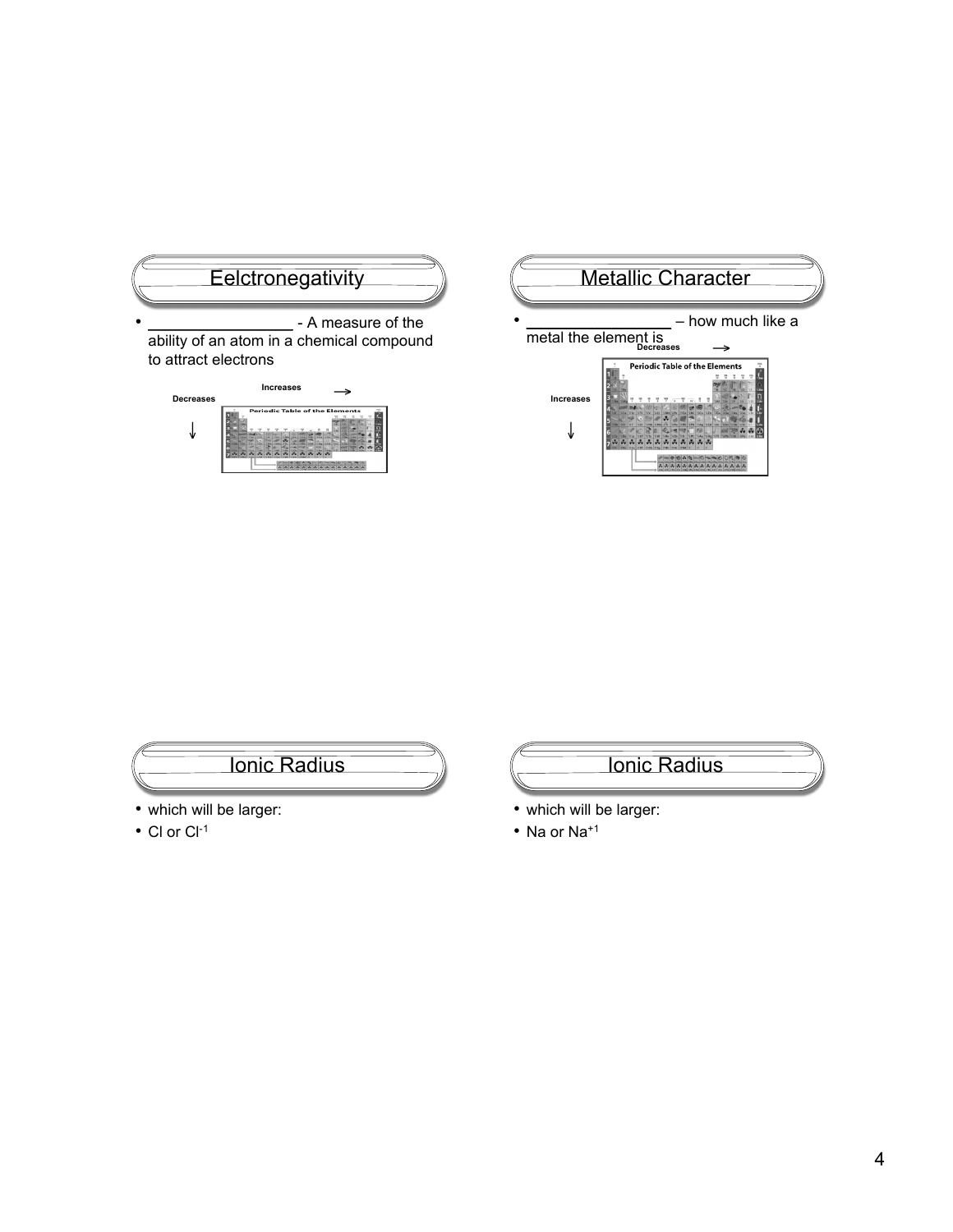## Eelctronegativity

- ________________ - A measure of the ability of an atom in a chemical compound to attract electrons

Increases →

Decreases ↓

Periodic Table of the Elements

## Metallic Character

- ________________ – how much like a metal the element is

Decreases →

Increases ↓

Periodic Table of the Elements

## Ionic Radius

- which will be larger:
- Cl or $Cl^{-1}$

## Ionic Radius

- which will be larger:
- Na or $Na^{+1}$